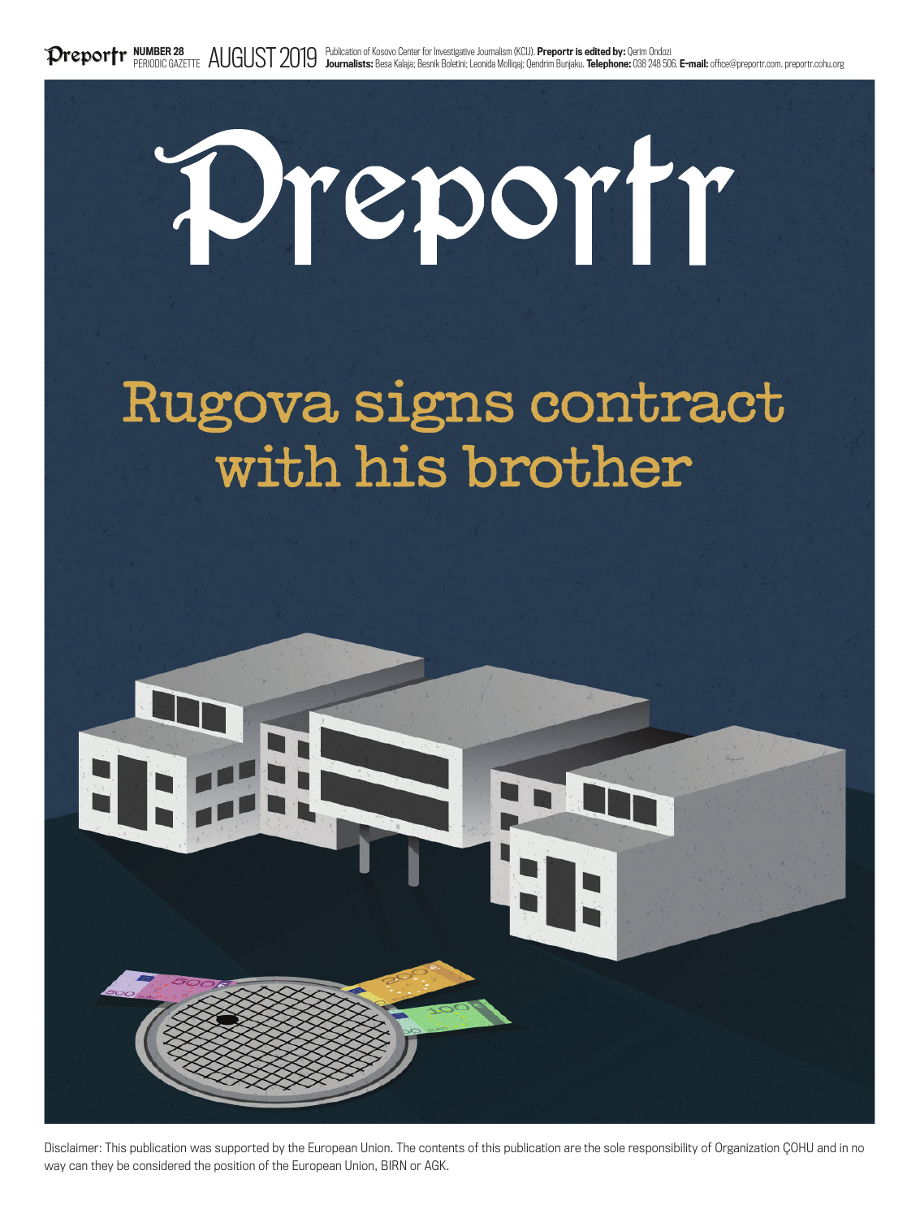**Preportr** NUMBER 28 PERIODIC GAZETTE AUGUST 2019 Publication of Kosovo Center for Investigative Journalism (KCIJ). **Preportr is edited by:** Qerim Ondozi **Journalists:** Besa Kalaja; Besnik Boletini; Leonida Molliqaj; Qendrim Bunjaku. **Telephone:** 038 248 506. **E-mail:** office@preportr.com. preportr.cohu.org

# Preportr

## Rugova signs contract with his brother

Disclaimer: This publication was supported by the European Union. The contents of this publication are the sole responsibility of Organization ÇOHU and in no way can they be considered the position of the European Union, BIRN or AGK.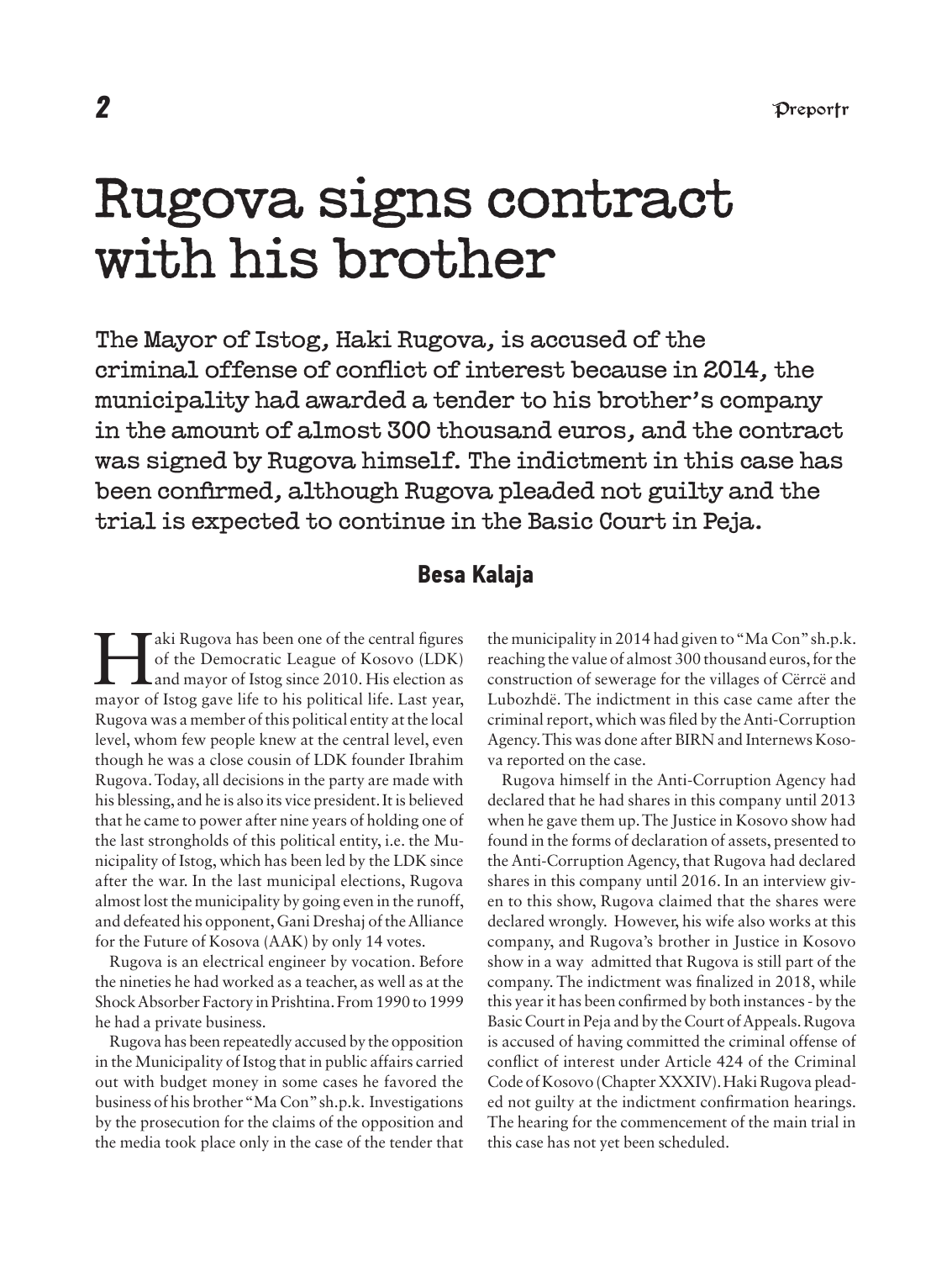# Rugova signs contract with his brother

**The Mayor of Istog, Haki Rugova, is accused of the criminal offense of conflict of interest because in 2014, the municipality had awarded a tender to his brother's company in the amount of almost 300 thousand euros, and the contract was signed by Rugova himself. The indictment in this case has been confirmed, although Rugova pleaded not guilty and the trial is expected to continue in the Basic Court in Peja.**

**Besa Kalaja**

Haki Rugova has been one of the central figures of the Democratic League of Kosovo (LDK) and mayor of Istog since 2010. His election as mayor of Istog gave life to his political life. Last year, Rugova was a member of this political entity at the local level, whom few people knew at the central level, even though he was a close cousin of LDK founder Ibrahim Rugova. Today, all decisions in the party are made with his blessing, and he is also its vice president. It is believed that he came to power after nine years of holding one of the last strongholds of this political entity, i.e. the Municipality of Istog, which has been led by the LDK since after the war. In the last municipal elections, Rugova almost lost the municipality by going even in the runoff, and defeated his opponent, Gani Dreshaj of the Alliance for the Future of Kosova (AAK) by only 14 votes.

Rugova is an electrical engineer by vocation. Before the nineties he had worked as a teacher, as well as at the Shock Absorber Factory in Prishtina. From 1990 to 1999 he had a private business.

Rugova has been repeatedly accused by the opposition in the Municipality of Istog that in public affairs carried out with budget money in some cases he favored the business of his brother "Ma Con" sh.p.k. Investigations by the prosecution for the claims of the opposition and the media took place only in the case of the tender that the municipality in 2014 had given to "Ma Con" sh.p.k. reaching the value of almost 300 thousand euros, for the construction of sewerage for the villages of Cërrcë and Lubozhdë. The indictment in this case came after the criminal report, which was filed by the Anti-Corruption Agency. This was done after BIRN and Internews Kosova reported on the case.

Rugova himself in the Anti-Corruption Agency had declared that he had shares in this company until 2013 when he gave them up. The Justice in Kosovo show had found in the forms of declaration of assets, presented to the Anti-Corruption Agency, that Rugova had declared shares in this company until 2016. In an interview given to this show, Rugova claimed that the shares were declared wrongly. However, his wife also works at this company, and Rugova's brother in Justice in Kosovo show in a way admitted that Rugova is still part of the company. The indictment was finalized in 2018, while this year it has been confirmed by both instances - by the Basic Court in Peja and by the Court of Appeals. Rugova is accused of having committed the criminal offense of conflict of interest under Article 424 of the Criminal Code of Kosovo (Chapter XXXIV). Haki Rugova pleaded not guilty at the indictment confirmation hearings. The hearing for the commencement of the main trial in this case has not yet been scheduled.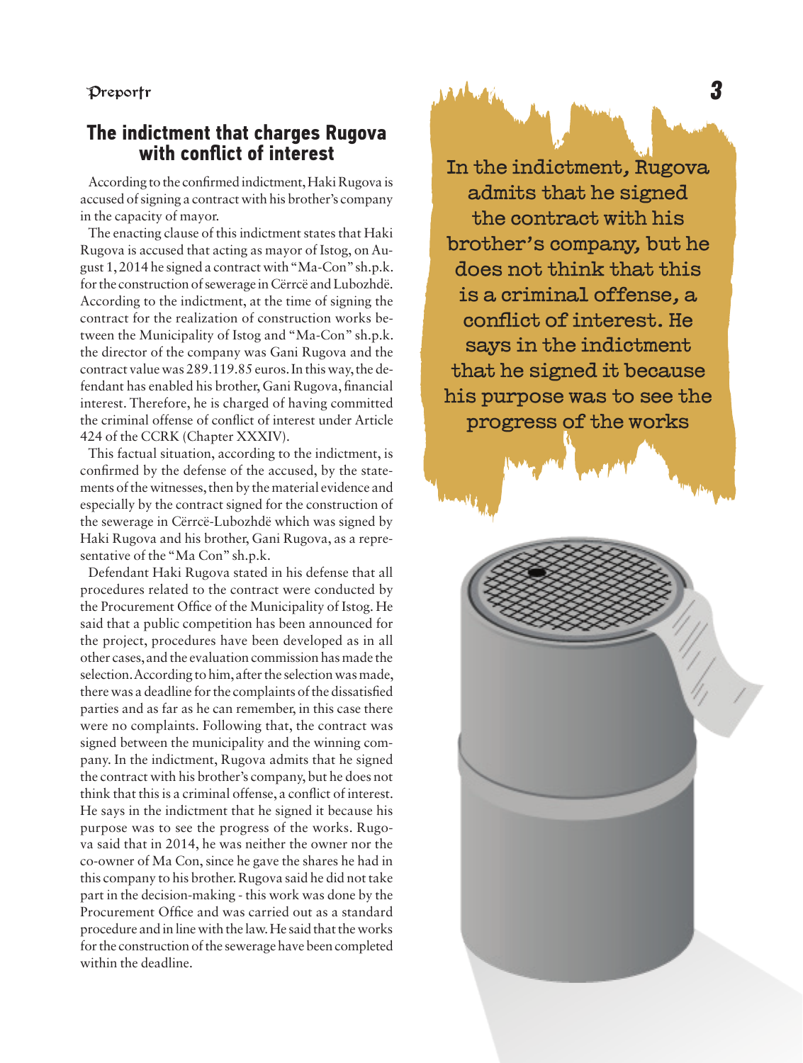## The indictment that charges Rugova with conflict of interest

According to the confirmed indictment, Haki Rugova is accused of signing a contract with his brother's company in the capacity of mayor.

The enacting clause of this indictment states that Haki Rugova is accused that acting as mayor of Istog, on August 1, 2014 he signed a contract with "Ma-Con" sh.p.k. for the construction of sewerage in Cërrcë and Lubozhdë. According to the indictment, at the time of signing the contract for the realization of construction works between the Municipality of Istog and "Ma-Con" sh.p.k. the director of the company was Gani Rugova and the contract value was 289.119.85 euros. In this way, the defendant has enabled his brother, Gani Rugova, financial interest. Therefore, he is charged of having committed the criminal offense of conflict of interest under Article 424 of the CCRK (Chapter XXXIV).

This factual situation, according to the indictment, is confirmed by the defense of the accused, by the statements of the witnesses, then by the material evidence and especially by the contract signed for the construction of the sewerage in Cërrcë-Lubozhdë which was signed by Haki Rugova and his brother, Gani Rugova, as a representative of the "Ma Con" sh.p.k.

Defendant Haki Rugova stated in his defense that all procedures related to the contract were conducted by the Procurement Office of the Municipality of Istog. He said that a public competition has been announced for the project, procedures have been developed as in all other cases, and the evaluation commission has made the selection. According to him, after the selection was made, there was a deadline for the complaints of the dissatisfied parties and as far as he can remember, in this case there were no complaints. Following that, the contract was signed between the municipality and the winning company. In the indictment, Rugova admits that he signed the contract with his brother's company, but he does not think that this is a criminal offense, a conflict of interest. He says in the indictment that he signed it because his purpose was to see the progress of the works. Rugova said that in 2014, he was neither the owner nor the co-owner of Ma Con, since he gave the shares he had in this company to his brother. Rugova said he did not take part in the decision-making - this work was done by the Procurement Office and was carried out as a standard procedure and in line with the law. He said that the works for the construction of the sewerage have been completed within the deadline.

In the indictment, Rugova admits that he signed the contract with his brother's company, but he does not think that this is a criminal offense, a conflict of interest. He says in the indictment that he signed it because his purpose was to see the progress of the works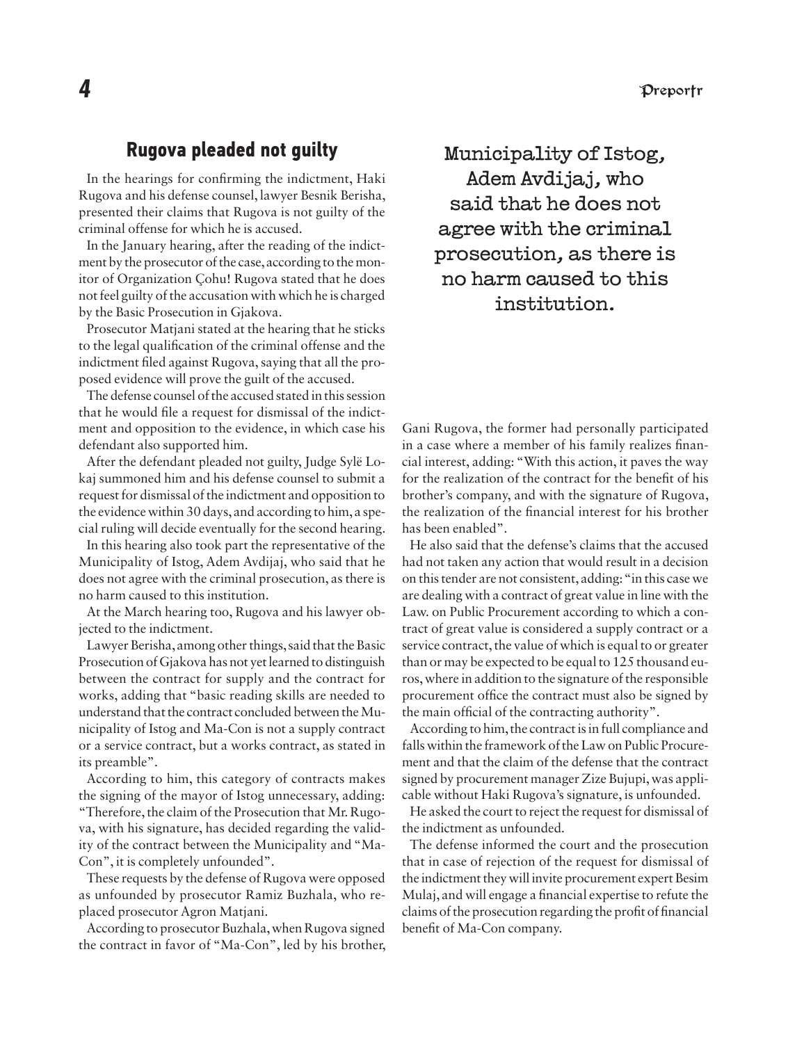## Rugova pleaded not guilty

In the hearings for confirming the indictment, Haki Rugova and his defense counsel, lawyer Besnik Berisha, presented their claims that Rugova is not guilty of the criminal offense for which he is accused.

In the January hearing, after the reading of the indictment by the prosecutor of the case, according to the monitor of Organization Çohu! Rugova stated that he does not feel guilty of the accusation with which he is charged by the Basic Prosecution in Gjakova.

Prosecutor Matjani stated at the hearing that he sticks to the legal qualification of the criminal offense and the indictment filed against Rugova, saying that all the proposed evidence will prove the guilt of the accused.

The defense counsel of the accused stated in this session that he would file a request for dismissal of the indictment and opposition to the evidence, in which case his defendant also supported him.

After the defendant pleaded not guilty, Judge Sylë Lokaj summoned him and his defense counsel to submit a request for dismissal of the indictment and opposition to the evidence within 30 days, and according to him, a special ruling will decide eventually for the second hearing.

In this hearing also took part the representative of the Municipality of Istog, Adem Avdijaj, who said that he does not agree with the criminal prosecution, as there is no harm caused to this institution.

At the March hearing too, Rugova and his lawyer objected to the indictment.

Lawyer Berisha, among other things, said that the Basic Prosecution of Gjakova has not yet learned to distinguish between the contract for supply and the contract for works, adding that "basic reading skills are needed to understand that the contract concluded between the Municipality of Istog and Ma-Con is not a supply contract or a service contract, but a works contract, as stated in its preamble".

According to him, this category of contracts makes the signing of the mayor of Istog unnecessary, adding: "Therefore, the claim of the Prosecution that Mr. Rugova, with his signature, has decided regarding the validity of the contract between the Municipality and "Ma-Con", it is completely unfounded".

These requests by the defense of Rugova were opposed as unfounded by prosecutor Ramiz Buzhala, who replaced prosecutor Agron Matjani.

According to prosecutor Buzhala, when Rugova signed the contract in favor of "Ma-Con", led by his brother, Gani Rugova, the former had personally participated in a case where a member of his family realizes financial interest, adding: "With this action, it paves the way for the realization of the contract for the benefit of his brother's company, and with the signature of Rugova, the realization of the financial interest for his brother has been enabled".

> Municipality of Istog, Adem Avdijaj, who said that he does not agree with the criminal prosecution, as there is no harm caused to this institution.

He also said that the defense's claims that the accused had not taken any action that would result in a decision on this tender are not consistent, adding: "in this case we are dealing with a contract of great value in line with the Law. on Public Procurement according to which a contract of great value is considered a supply contract or a service contract, the value of which is equal to or greater than or may be expected to be equal to 125 thousand euros, where in addition to the signature of the responsible procurement office the contract must also be signed by the main official of the contracting authority".

According to him, the contract is in full compliance and falls within the framework of the Law on Public Procurement and that the claim of the defense that the contract signed by procurement manager Zize Bujupi, was applicable without Haki Rugova's signature, is unfounded.

He asked the court to reject the request for dismissal of the indictment as unfounded.

The defense informed the court and the prosecution that in case of rejection of the request for dismissal of the indictment they will invite procurement expert Besim Mulaj, and will engage a financial expertise to refute the claims of the prosecution regarding the profit of financial benefit of Ma-Con company.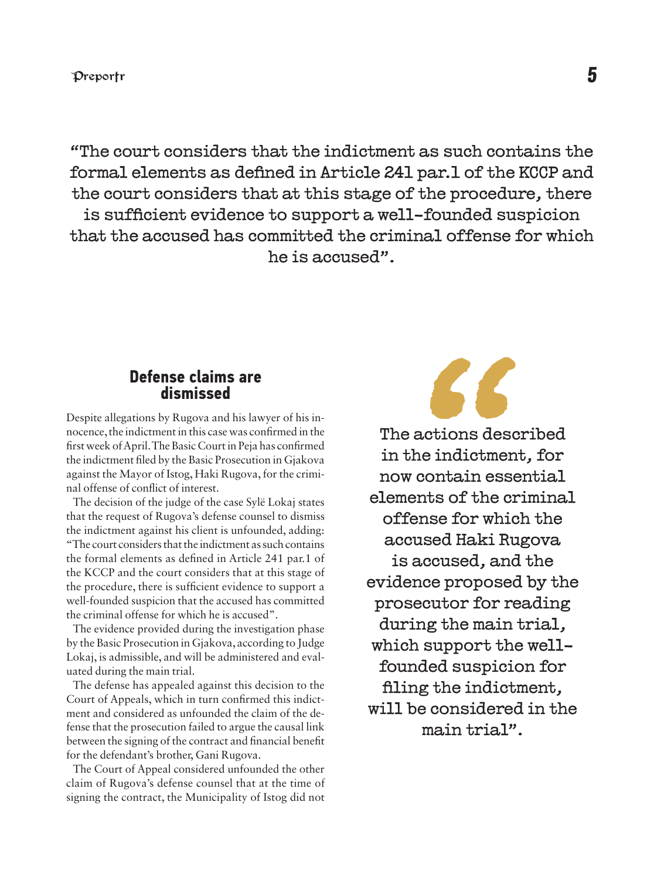"The court considers that the indictment as such contains the formal elements as defined in Article 241 par.1 of the KCCP and the court considers that at this stage of the procedure, there is sufficient evidence to support a well-founded suspicion that the accused has committed the criminal offense for which he is accused".

## Defense claims are dismissed

Despite allegations by Rugova and his lawyer of his innocence, the indictment in this case was confirmed in the first week of April. The Basic Court in Peja has confirmed the indictment filed by the Basic Prosecution in Gjakova against the Mayor of Istog, Haki Rugova, for the criminal offense of conflict of interest.

The decision of the judge of the case Sylë Lokaj states that the request of Rugova's defense counsel to dismiss the indictment against his client is unfounded, adding: "The court considers that the indictment as such contains the formal elements as defined in Article 241 par.1 of the KCCP and the court considers that at this stage of the procedure, there is sufficient evidence to support a well-founded suspicion that the accused has committed the criminal offense for which he is accused".

The evidence provided during the investigation phase by the Basic Prosecution in Gjakova, according to Judge Lokaj, is admissible, and will be administered and evaluated during the main trial.

The defense has appealed against this decision to the Court of Appeals, which in turn confirmed this indictment and considered as unfounded the claim of the defense that the prosecution failed to argue the causal link between the signing of the contract and financial benefit for the defendant's brother, Gani Rugova.

The Court of Appeal considered unfounded the other claim of Rugova's defense counsel that at the time of signing the contract, the Municipality of Istog did not

> "The actions described in the indictment, for now contain essential elements of the criminal offense for which the accused Haki Rugova is accused, and the evidence proposed by the prosecutor for reading during the main trial, which support the well-founded suspicion for filing the indictment, will be considered in the main trial".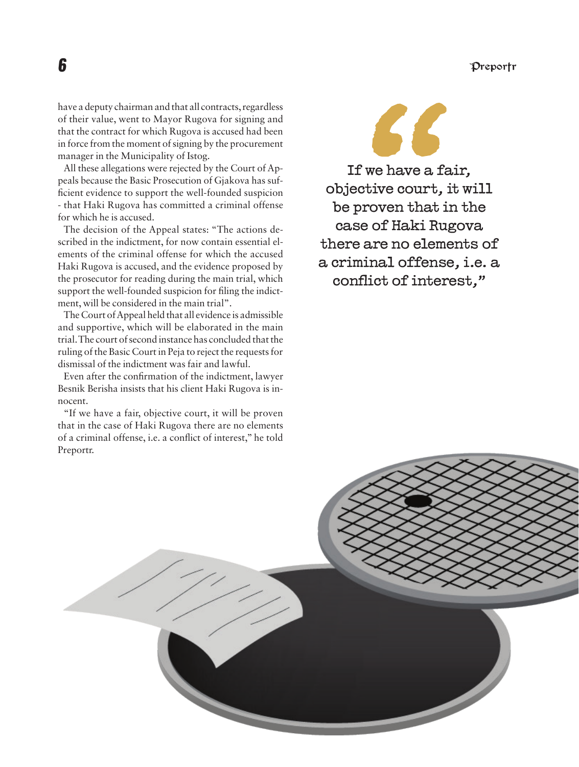have a deputy chairman and that all contracts, regardless of their value, went to Mayor Rugova for signing and that the contract for which Rugova is accused had been in force from the moment of signing by the procurement manager in the Municipality of Istog.

All these allegations were rejected by the Court of Appeals because the Basic Prosecution of Gjakova has sufficient evidence to support the well-founded suspicion - that Haki Rugova has committed a criminal offense for which he is accused.

The decision of the Appeal states: "The actions described in the indictment, for now contain essential elements of the criminal offense for which the accused Haki Rugova is accused, and the evidence proposed by the prosecutor for reading during the main trial, which support the well-founded suspicion for filing the indictment, will be considered in the main trial".

The Court of Appeal held that all evidence is admissible and supportive, which will be elaborated in the main trial. The court of second instance has concluded that the ruling of the Basic Court in Peja to reject the requests for dismissal of the indictment was fair and lawful.

Even after the confirmation of the indictment, lawyer Besnik Berisha insists that his client Haki Rugova is innocent.

"If we have a fair, objective court, it will be proven that in the case of Haki Rugova there are no elements of a criminal offense, i.e. a conflict of interest," he told Preportr.

> **If we have a fair, objective court, it will be proven that in the case of Haki Rugova there are no elements of a criminal offense, i.e. a conflict of interest,"**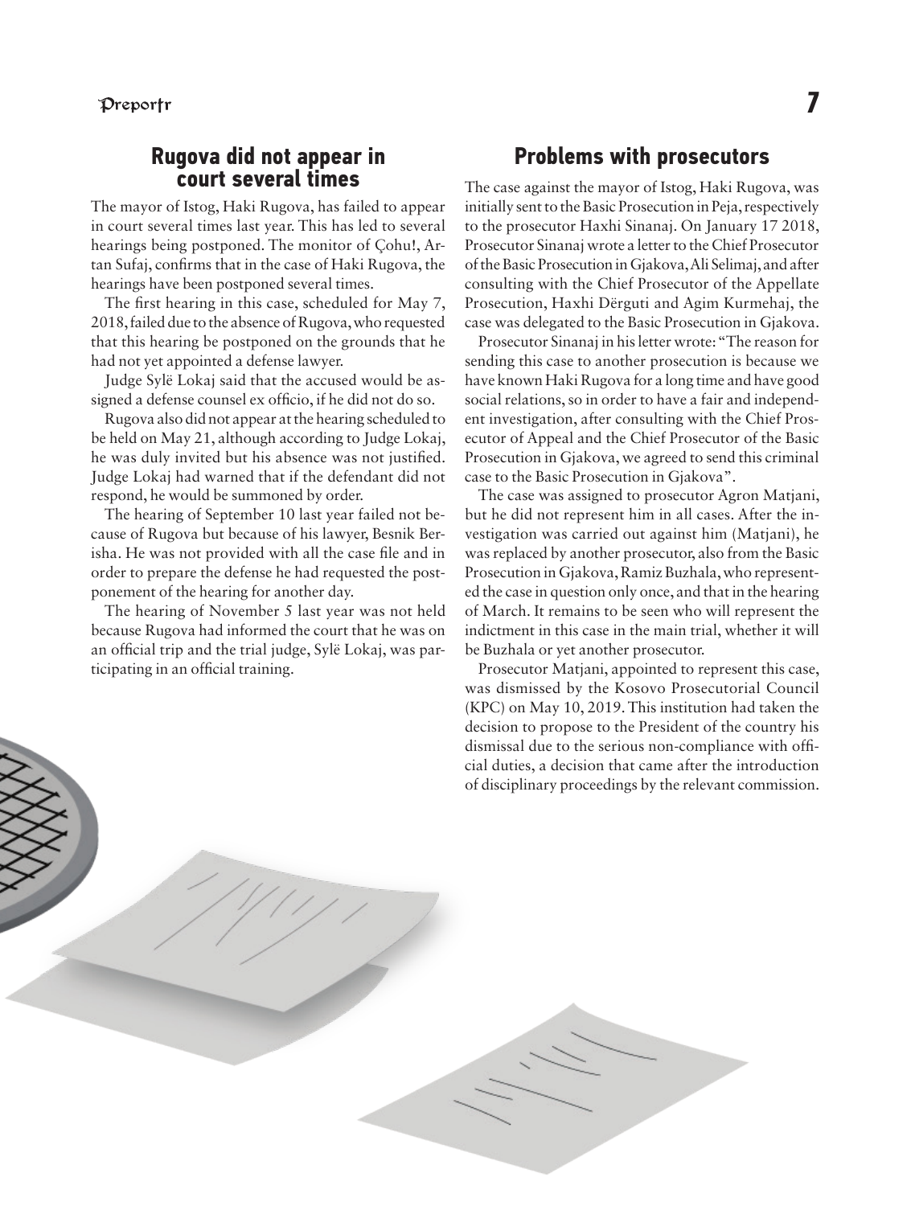## Rugova did not appear in court several times

The mayor of Istog, Haki Rugova, has failed to appear in court several times last year. This has led to several hearings being postponed. The monitor of Çohu!, Artan Sufaj, confirms that in the case of Haki Rugova, the hearings have been postponed several times.

The first hearing in this case, scheduled for May 7, 2018, failed due to the absence of Rugova, who requested that this hearing be postponed on the grounds that he had not yet appointed a defense lawyer.

Judge Sylë Lokaj said that the accused would be assigned a defense counsel ex officio, if he did not do so.

Rugova also did not appear at the hearing scheduled to be held on May 21, although according to Judge Lokaj, he was duly invited but his absence was not justified. Judge Lokaj had warned that if the defendant did not respond, he would be summoned by order.

The hearing of September 10 last year failed not because of Rugova but because of his lawyer, Besnik Berisha. He was not provided with all the case file and in order to prepare the defense he had requested the postponement of the hearing for another day.

The hearing of November 5 last year was not held because Rugova had informed the court that he was on an official trip and the trial judge, Sylë Lokaj, was participating in an official training.

## Problems with prosecutors

The case against the mayor of Istog, Haki Rugova, was initially sent to the Basic Prosecution in Peja, respectively to the prosecutor Haxhi Sinanaj. On January 17 2018, Prosecutor Sinanaj wrote a letter to the Chief Prosecutor of the Basic Prosecution in Gjakova, Ali Selimaj, and after consulting with the Chief Prosecutor of the Appellate Prosecution, Haxhi Dërguti and Agim Kurmehaj, the case was delegated to the Basic Prosecution in Gjakova.

Prosecutor Sinanaj in his letter wrote: "The reason for sending this case to another prosecution is because we have known Haki Rugova for a long time and have good social relations, so in order to have a fair and independent investigation, after consulting with the Chief Prosecutor of Appeal and the Chief Prosecutor of the Basic Prosecution in Gjakova, we agreed to send this criminal case to the Basic Prosecution in Gjakova".

The case was assigned to prosecutor Agron Matjani, but he did not represent him in all cases. After the investigation was carried out against him (Matjani), he was replaced by another prosecutor, also from the Basic Prosecution in Gjakova, Ramiz Buzhala, who represented the case in question only once, and that in the hearing of March. It remains to be seen who will represent the indictment in this case in the main trial, whether it will be Buzhala or yet another prosecutor.

Prosecutor Matjani, appointed to represent this case, was dismissed by the Kosovo Prosecutorial Council (KPC) on May 10, 2019. This institution had taken the decision to propose to the President of the country his dismissal due to the serious non-compliance with official duties, a decision that came after the introduction of disciplinary proceedings by the relevant commission.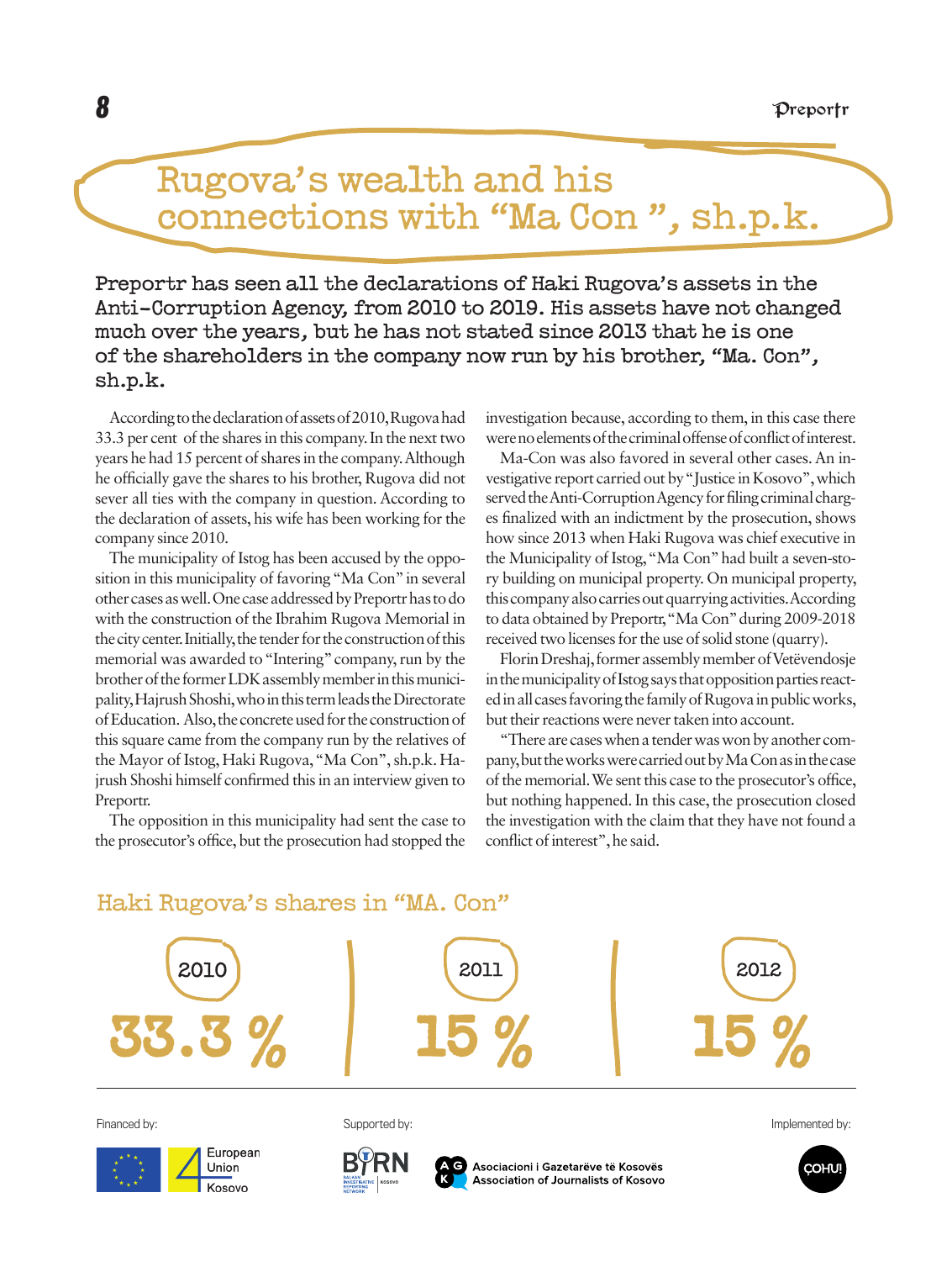# Rugova's wealth and his connections with "Ma Con ", sh.p.k.

**Preportr has seen all the declarations of Haki Rugova's assets in the Anti-Corruption Agency, from 2010 to 2019. His assets have not changed much over the years, but he has not stated since 2013 that he is one of the shareholders in the company now run by his brother, "Ma. Con", sh.p.k.**

According to the declaration of assets of 2010, Rugova had 33.3 per cent of the shares in this company. In the next two years he had 15 percent of shares in the company. Although he officially gave the shares to his brother, Rugova did not sever all ties with the company in question. According to the declaration of assets, his wife has been working for the company since 2010.

The municipality of Istog has been accused by the opposition in this municipality of favoring "Ma Con" in several other cases as well. One case addressed by Preportr has to do with the construction of the Ibrahim Rugova Memorial in the city center. Initially, the tender for the construction of this memorial was awarded to "Intering" company, run by the brother of the former LDK assembly member in this municipality, Hajrush Shoshi, who in this term leads the Directorate of Education. Also, the concrete used for the construction of this square came from the company run by the relatives of the Mayor of Istog, Haki Rugova, "Ma Con", sh.p.k. Hajrush Shoshi himself confirmed this in an interview given to Preportr.

The opposition in this municipality had sent the case to the prosecutor's office, but the prosecution had stopped the investigation because, according to them, in this case there were no elements of the criminal offense of conflict of interest.

Ma-Con was also favored in several other cases. An investigative report carried out by "Justice in Kosovo", which served the Anti-Corruption Agency for filing criminal charges finalized with an indictment by the prosecution, shows how since 2013 when Haki Rugova was chief executive in the Municipality of Istog, "Ma Con" had built a seven-story building on municipal property. On municipal property, this company also carries out quarrying activities. According to data obtained by Preportr, "Ma Con" during 2009-2018 received two licenses for the use of solid stone (quarry).

Florin Dreshaj, former assembly member of Vetëvendosje in the municipality of Istog says that opposition parties reacted in all cases favoring the family of Rugova in public works, but their reactions were never taken into account.

"There are cases when a tender was won by another company, but the works were carried out by Ma Con as in the case of the memorial. We sent this case to the prosecutor's office, but nothing happened. In this case, the prosecution closed the investigation with the claim that they have not found a conflict of interest", he said.

## Haki Rugova's shares in "MA. Con"

2010
33.3 %

2011
15 %

2012
15 %

Financed by: European Union Kosovo

Supported by: BIRN Balkan Investigative Reporting Network Kosovo; AGK Asociacioni i Gazetarëve të Kosovës / Association of Journalists of Kosovo

Implemented by: ÇOHU!